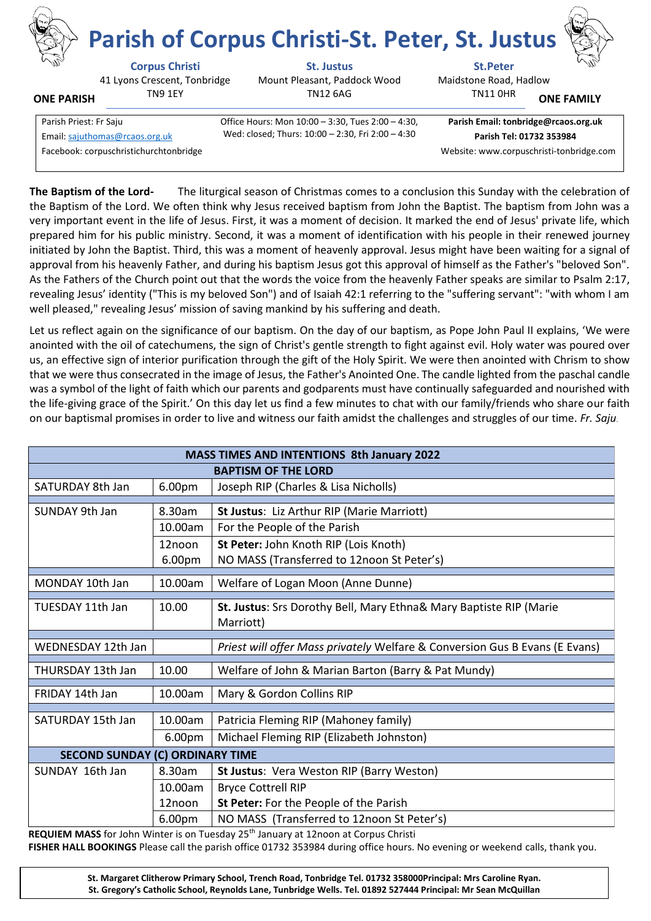# Parish of Corpus Christi-St. Peter, St. Justus

**ONE PARISH** — **ONE FAMILY**

| **Corpus Christi** | **St. Justus** | **St.Peter** |
|---|---|---|
| 41 Lyons Crescent, Tonbridge TN9 1EY | Mount Pleasant, Paddock Wood TN12 6AG | Maidstone Road, Hadlow TN11 0HR |

Parish Priest: Fr Saju
Email: sajuthomas@rcaos.org.uk
Facebook: corpuschristichurchtonbridge

Office Hours: Mon 10:00 – 3:30, Tues 2:00 – 4:30, Wed: closed; Thurs: 10:00 – 2:30, Fri 2:00 – 4:30

**Parish Email: tonbridge@rcaos.org.uk**
**Parish Tel: 01732 353984**
Website: www.corpuschristi-tonbridge.com

**The Baptism of the Lord-** The liturgical season of Christmas comes to a conclusion this Sunday with the celebration of the Baptism of the Lord. We often think why Jesus received baptism from John the Baptist. The baptism from John was a very important event in the life of Jesus. First, it was a moment of decision. It marked the end of Jesus' private life, which prepared him for his public ministry. Second, it was a moment of identification with his people in their renewed journey initiated by John the Baptist. Third, this was a moment of heavenly approval. Jesus might have been waiting for a signal of approval from his heavenly Father, and during his baptism Jesus got this approval of himself as the Father's "beloved Son". As the Fathers of the Church point out that the words the voice from the heavenly Father speaks are similar to Psalm 2:17, revealing Jesus' identity ("This is my beloved Son") and of Isaiah 42:1 referring to the "suffering servant": "with whom I am well pleased," revealing Jesus' mission of saving mankind by his suffering and death.

Let us reflect again on the significance of our baptism. On the day of our baptism, as Pope John Paul II explains, 'We were anointed with the oil of catechumens, the sign of Christ's gentle strength to fight against evil. Holy water was poured over us, an effective sign of interior purification through the gift of the Holy Spirit. We were then anointed with Chrism to show that we were thus consecrated in the image of Jesus, the Father's Anointed One. The candle lighted from the paschal candle was a symbol of the light of faith which our parents and godparents must have continually safeguarded and nourished with the life-giving grace of the Spirit.' On this day let us find a few minutes to chat with our family/friends who share our faith on our baptismal promises in order to live and witness our faith amidst the challenges and struggles of our time. *Fr. Saju.*

| **MASS TIMES AND INTENTIONS 8th January 2022** | | |
|---|---|---|
| **BAPTISM OF THE LORD** | | |
| SATURDAY 8th Jan | 6.00pm | Joseph RIP (Charles & Lisa Nicholls) |
| SUNDAY 9th Jan | 8.30am | **St Justus**: Liz Arthur RIP (Marie Marriott) |
| | 10.00am | For the People of the Parish |
| | 12noon | **St Peter:** John Knoth RIP (Lois Knoth) |
| | 6.00pm | NO MASS (Transferred to 12noon St Peter's) |
| MONDAY 10th Jan | 10.00am | Welfare of Logan Moon (Anne Dunne) |
| TUESDAY 11th Jan | 10.00 | **St. Justus**: Srs Dorothy Bell, Mary Ethna& Mary Baptiste RIP (Marie Marriott) |
| WEDNESDAY 12th Jan | | *Priest will offer Mass privately* Welfare & Conversion Gus B Evans (E Evans) |
| THURSDAY 13th Jan | 10.00 | Welfare of John & Marian Barton (Barry & Pat Mundy) |
| FRIDAY 14th Jan | 10.00am | Mary & Gordon Collins RIP |
| SATURDAY 15th Jan | 10.00am | Patricia Fleming RIP (Mahoney family) |
| | 6.00pm | Michael Fleming RIP (Elizabeth Johnston) |
| **SECOND SUNDAY (C) ORDINARY TIME** | | |
| SUNDAY 16th Jan | 8.30am | **St Justus**: Vera Weston RIP (Barry Weston) |
| | 10.00am | Bryce Cottrell RIP |
| | 12noon | **St Peter:** For the People of the Parish |
| | 6.00pm | NO MASS (Transferred to 12noon St Peter's) |

**REQUIEM MASS** for John Winter is on Tuesday 25th January at 12noon at Corpus Christi

**FISHER HALL BOOKINGS** Please call the parish office 01732 353984 during office hours. No evening or weekend calls, thank you.

**St. Margaret Clitherow Primary School, Trench Road, Tonbridge Tel. 01732 358000Principal: Mrs Caroline Ryan.**
**St. Gregory's Catholic School, Reynolds Lane, Tunbridge Wells. Tel. 01892 527444 Principal: Mr Sean McQuillan**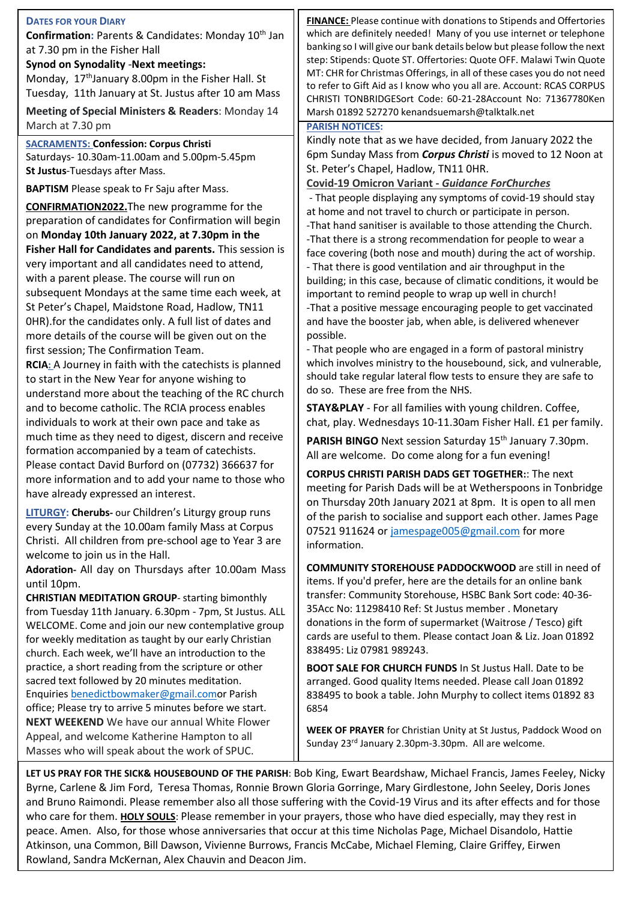## DATES FOR YOUR DIARY

**Confirmation**: Parents & Candidates: Monday 10th Jan at 7.30 pm in the Fisher Hall

**Synod on Synodality -Next meetings:**
Monday, 17thJanuary 8.00pm in the Fisher Hall. St Tuesday, 11th January at St. Justus after 10 am Mass

**Meeting of Special Ministers & Readers**: Monday 14 March at 7.30 pm

**SACRAMENTS: Confession: Corpus Christi**
Saturdays- 10.30am-11.00am and 5.00pm-5.45pm
**St Justus**-Tuesdays after Mass.

**BAPTISM** Please speak to Fr Saju after Mass.

**CONFIRMATION2022.**The new programme for the preparation of candidates for Confirmation will begin on **Monday 10th January 2022, at 7.30pm in the Fisher Hall for Candidates and parents.** This session is very important and all candidates need to attend, with a parent please. The course will run on subsequent Mondays at the same time each week, at St Peter's Chapel, Maidstone Road, Hadlow, TN11 0HR).for the candidates only. A full list of dates and more details of the course will be given out on the first session; The Confirmation Team.

**RCIA**: A Journey in faith with the catechists is planned to start in the New Year for anyone wishing to understand more about the teaching of the RC church and to become catholic. The RCIA process enables individuals to work at their own pace and take as much time as they need to digest, discern and receive formation accompanied by a team of catechists. Please contact David Burford on (07732) 366637 for more information and to add your name to those who have already expressed an interest.

**LITURGY: Cherubs-** our Children's Liturgy group runs every Sunday at the 10.00am family Mass at Corpus Christi. All children from pre-school age to Year 3 are welcome to join us in the Hall.

**Adoration**- All day on Thursdays after 10.00am Mass until 10pm.

**CHRISTIAN MEDITATION GROUP**- starting bimonthly from Tuesday 11th January. 6.30pm - 7pm, St Justus. ALL WELCOME. Come and join our new contemplative group for weekly meditation as taught by our early Christian church. Each week, we'll have an introduction to the practice, a short reading from the scripture or other sacred text followed by 20 minutes meditation. Enquiries benedictbowmaker@gmail.comor Parish office; Please try to arrive 5 minutes before we start.

**NEXT WEEKEND** We have our annual White Flower Appeal, and welcome Katherine Hampton to all Masses who will speak about the work of SPUC.

**FINANCE:** Please continue with donations to Stipends and Offertories which are definitely needed! Many of you use internet or telephone banking so I will give our bank details below but please follow the next step: Stipends: Quote ST. Offertories: Quote OFF. Malawi Twin Quote MT: CHR for Christmas Offerings, in all of these cases you do not need to refer to Gift Aid as I know who you all are. Account: RCAS CORPUS CHRISTI TONBRIDGESort Code: 60-21-28Account No: 71367780Ken Marsh 01892 527270 kenandsuemarsh@talktalk.net

**PARISH NOTICES:**

Kindly note that as we have decided, from January 2022 the 6pm Sunday Mass from ***Corpus Christi*** is moved to 12 Noon at St. Peter's Chapel, Hadlow, TN11 0HR.

**Covid-19 Omicron Variant - *Guidance ForChurches***

- That people displaying any symptoms of covid-19 should stay at home and not travel to church or participate in person.
- That hand sanitiser is available to those attending the Church.
- That there is a strong recommendation for people to wear a face covering (both nose and mouth) during the act of worship.
- That there is good ventilation and air throughput in the building; in this case, because of climatic conditions, it would be important to remind people to wrap up well in church!
- That a positive message encouraging people to get vaccinated and have the booster jab, when able, is delivered whenever possible.
- That people who are engaged in a form of pastoral ministry which involves ministry to the housebound, sick, and vulnerable, should take regular lateral flow tests to ensure they are safe to do so. These are free from the NHS.

**STAY&PLAY** - For all families with young children. Coffee, chat, play. Wednesdays 10-11.30am Fisher Hall. £1 per family.

**PARISH BINGO** Next session Saturday 15th January 7.30pm. All are welcome. Do come along for a fun evening!

**CORPUS CHRISTI PARISH DADS GET TOGETHER:**: The next meeting for Parish Dads will be at Wetherspoons in Tonbridge on Thursday 20th January 2021 at 8pm. It is open to all men of the parish to socialise and support each other. James Page 07521 911624 or jamespage005@gmail.com for more information.

**COMMUNITY STOREHOUSE PADDOCKWOOD** are still in need of items. If you'd prefer, here are the details for an online bank transfer: Community Storehouse, HSBC Bank Sort code: 40-36-35Acc No: 11298410 Ref: St Justus member . Monetary donations in the form of supermarket (Waitrose / Tesco) gift cards are useful to them. Please contact Joan & Liz. Joan 01892 838495: Liz 07981 989243.

**BOOT SALE FOR CHURCH FUNDS** In St Justus Hall. Date to be arranged. Good quality Items needed. Please call Joan 01892 838495 to book a table. John Murphy to collect items 01892 83 6854

**WEEK OF PRAYER** for Christian Unity at St Justus, Paddock Wood on Sunday 23rd January 2.30pm-3.30pm. All are welcome.

**LET US PRAY FOR THE SICK& HOUSEBOUND OF THE PARISH**: Bob King, Ewart Beardshaw, Michael Francis, James Feeley, Nicky Byrne, Carlene & Jim Ford, Teresa Thomas, Ronnie Brown Gloria Gorringe, Mary Girdlestone, John Seeley, Doris Jones and Bruno Raimondi. Please remember also all those suffering with the Covid-19 Virus and its after effects and for those who care for them. **HOLY SOULS**: Please remember in your prayers, those who have died especially, may they rest in peace. Amen. Also, for those whose anniversaries that occur at this time Nicholas Page, Michael Disandolo, Hattie Atkinson, una Common, Bill Dawson, Vivienne Burrows, Francis McCabe, Michael Fleming, Claire Griffey, Eirwen Rowland, Sandra McKernan, Alex Chauvin and Deacon Jim.